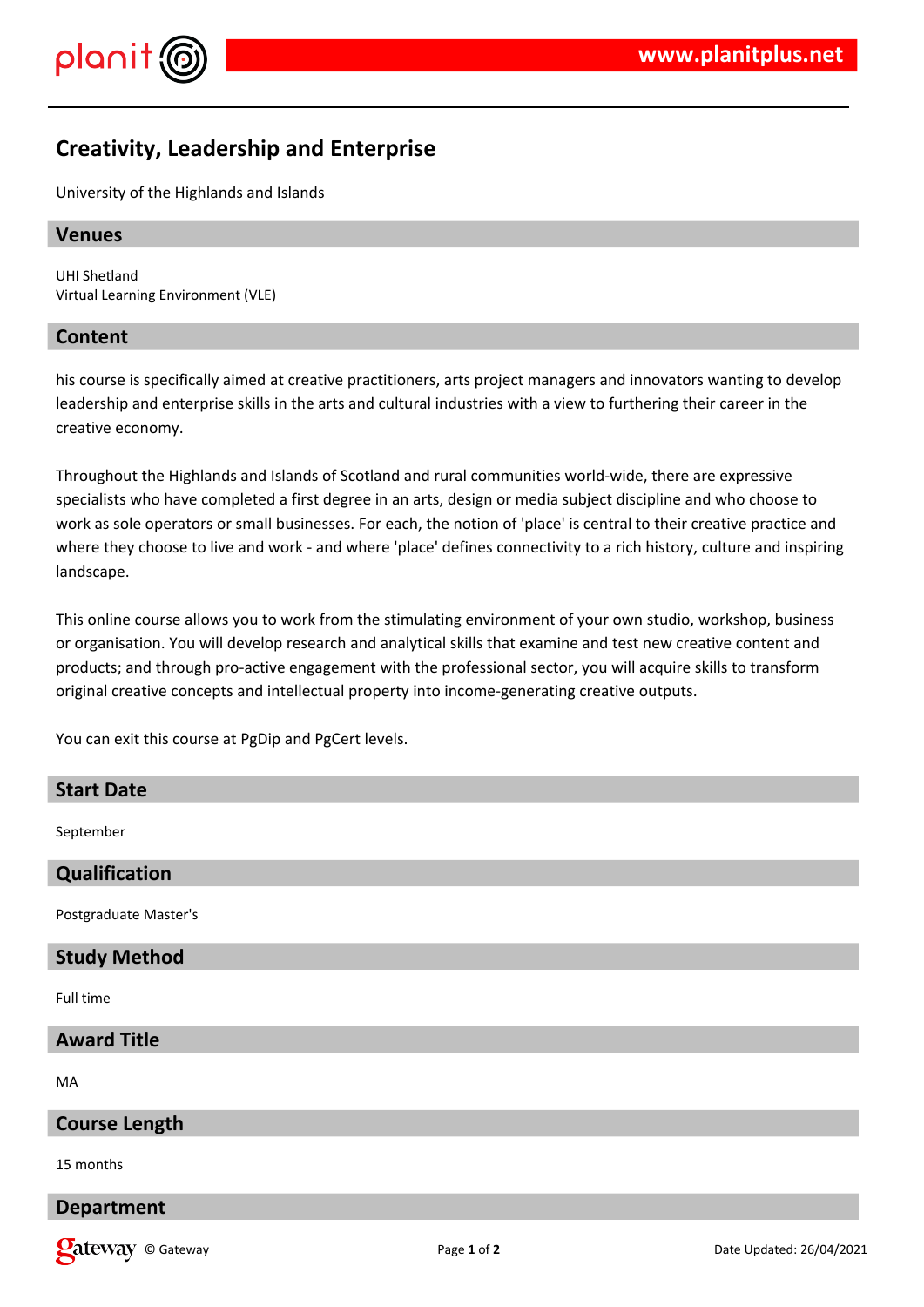# Creativity, Leadership and Enterprise

University of the Highlands and Islands

## Venues

UHI Shetland
Virtual Learning Environment (VLE)

## Content

his course is specifically aimed at creative practitioners, arts project managers and innovators wanting to develop leadership and enterprise skills in the arts and cultural industries with a view to furthering their career in the creative economy.

Throughout the Highlands and Islands of Scotland and rural communities world-wide, there are expressive specialists who have completed a first degree in an arts, design or media subject discipline and who choose to work as sole operators or small businesses. For each, the notion of 'place' is central to their creative practice and where they choose to live and work - and where 'place' defines connectivity to a rich history, culture and inspiring landscape.

This online course allows you to work from the stimulating environment of your own studio, workshop, business or organisation. You will develop research and analytical skills that examine and test new creative content and products; and through pro-active engagement with the professional sector, you will acquire skills to transform original creative concepts and intellectual property into income-generating creative outputs.

You can exit this course at PgDip and PgCert levels.

## Start Date

September

## Qualification

Postgraduate Master's

## Study Method

Full time

## Award Title

MA

## Course Length

15 months

## Department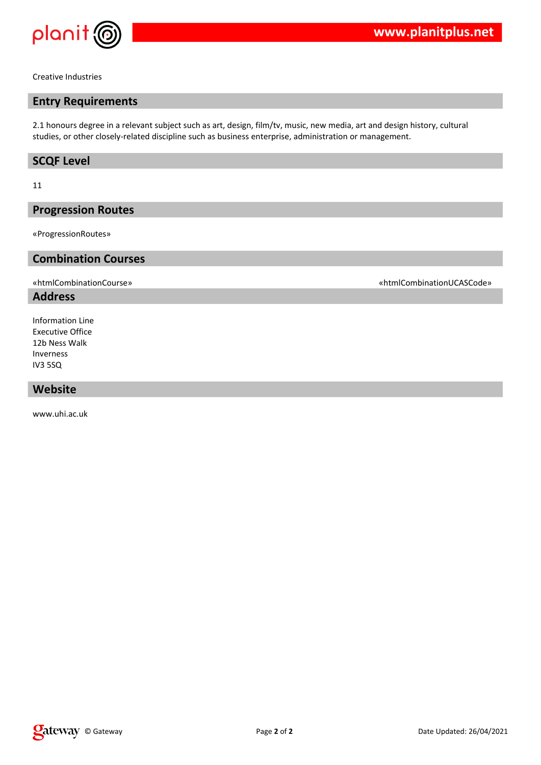Creative Industries

## Entry Requirements

2.1 honours degree in a relevant subject such as art, design, film/tv, music, new media, art and design history, cultural studies, or other closely-related discipline such as business enterprise, administration or management.

## SCQF Level

11

## Progression Routes

«ProgressionRoutes»

## Combination Courses

«htmlCombinationCourse» «htmlCombinationUCASCode»

## Address

Information Line
Executive Office
12b Ness Walk
Inverness
IV3 5SQ

## Website

www.uhi.ac.uk